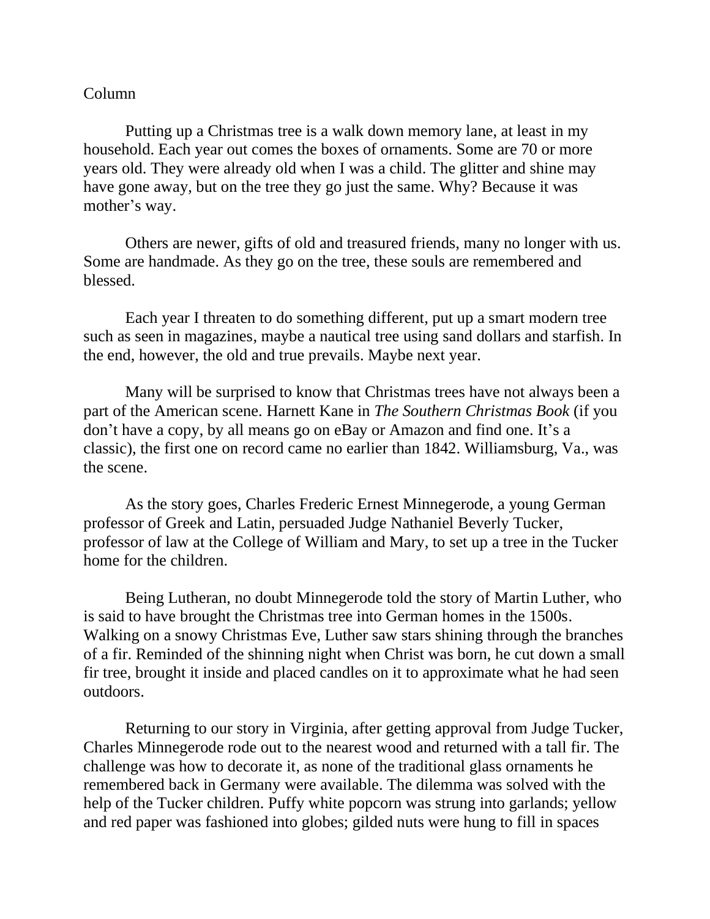Column

Putting up a Christmas tree is a walk down memory lane, at least in my household. Each year out comes the boxes of ornaments. Some are 70 or more years old. They were already old when I was a child. The glitter and shine may have gone away, but on the tree they go just the same. Why? Because it was mother's way.

Others are newer, gifts of old and treasured friends, many no longer with us. Some are handmade. As they go on the tree, these souls are remembered and blessed.

Each year I threaten to do something different, put up a smart modern tree such as seen in magazines, maybe a nautical tree using sand dollars and starfish. In the end, however, the old and true prevails. Maybe next year.

Many will be surprised to know that Christmas trees have not always been a part of the American scene. Harnett Kane in *The Southern Christmas Book* (if you don't have a copy, by all means go on eBay or Amazon and find one. It's a classic), the first one on record came no earlier than 1842. Williamsburg, Va., was the scene.

As the story goes, Charles Frederic Ernest Minnegerode, a young German professor of Greek and Latin, persuaded Judge Nathaniel Beverly Tucker, professor of law at the College of William and Mary, to set up a tree in the Tucker home for the children.

Being Lutheran, no doubt Minnegerode told the story of Martin Luther, who is said to have brought the Christmas tree into German homes in the 1500s. Walking on a snowy Christmas Eve, Luther saw stars shining through the branches of a fir. Reminded of the shinning night when Christ was born, he cut down a small fir tree, brought it inside and placed candles on it to approximate what he had seen outdoors.

Returning to our story in Virginia, after getting approval from Judge Tucker, Charles Minnegerode rode out to the nearest wood and returned with a tall fir. The challenge was how to decorate it, as none of the traditional glass ornaments he remembered back in Germany were available. The dilemma was solved with the help of the Tucker children. Puffy white popcorn was strung into garlands; yellow and red paper was fashioned into globes; gilded nuts were hung to fill in spaces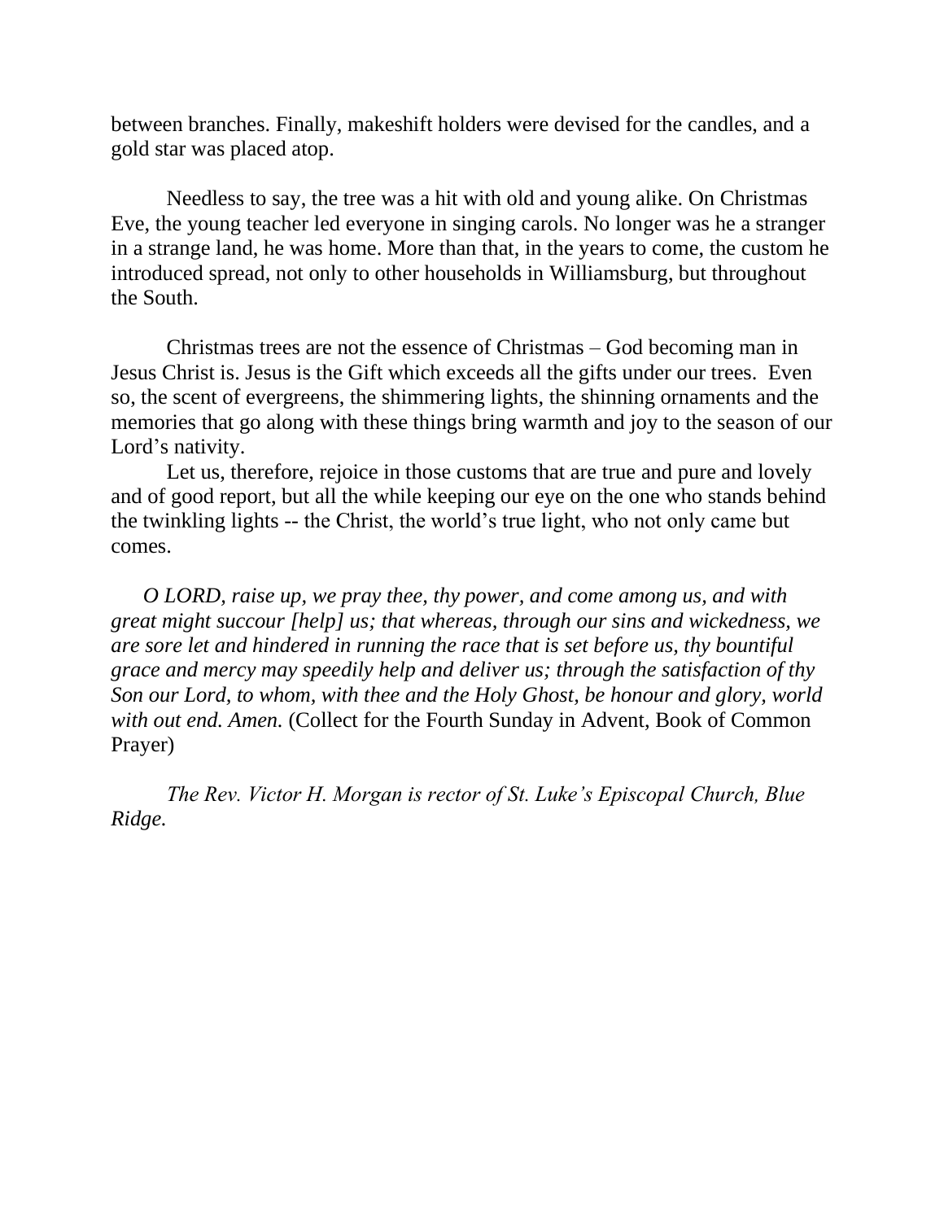between branches. Finally, makeshift holders were devised for the candles, and a gold star was placed atop.

Needless to say, the tree was a hit with old and young alike. On Christmas Eve, the young teacher led everyone in singing carols. No longer was he a stranger in a strange land, he was home. More than that, in the years to come, the custom he introduced spread, not only to other households in Williamsburg, but throughout the South.

Christmas trees are not the essence of Christmas – God becoming man in Jesus Christ is. Jesus is the Gift which exceeds all the gifts under our trees. Even so, the scent of evergreens, the shimmering lights, the shinning ornaments and the memories that go along with these things bring warmth and joy to the season of our Lord's nativity.

Let us, therefore, rejoice in those customs that are true and pure and lovely and of good report, but all the while keeping our eye on the one who stands behind the twinkling lights -- the Christ, the world's true light, who not only came but comes.

*O LORD, raise up, we pray thee, thy power, and come among us, and with great might succour [help] us; that whereas, through our sins and wickedness, we are sore let and hindered in running the race that is set before us, thy bountiful grace and mercy may speedily help and deliver us; through the satisfaction of thy Son our Lord, to whom, with thee and the Holy Ghost, be honour and glory, world with out end. Amen.* (Collect for the Fourth Sunday in Advent, Book of Common Prayer)

*The Rev. Victor H. Morgan is rector of St. Luke's Episcopal Church, Blue Ridge.*